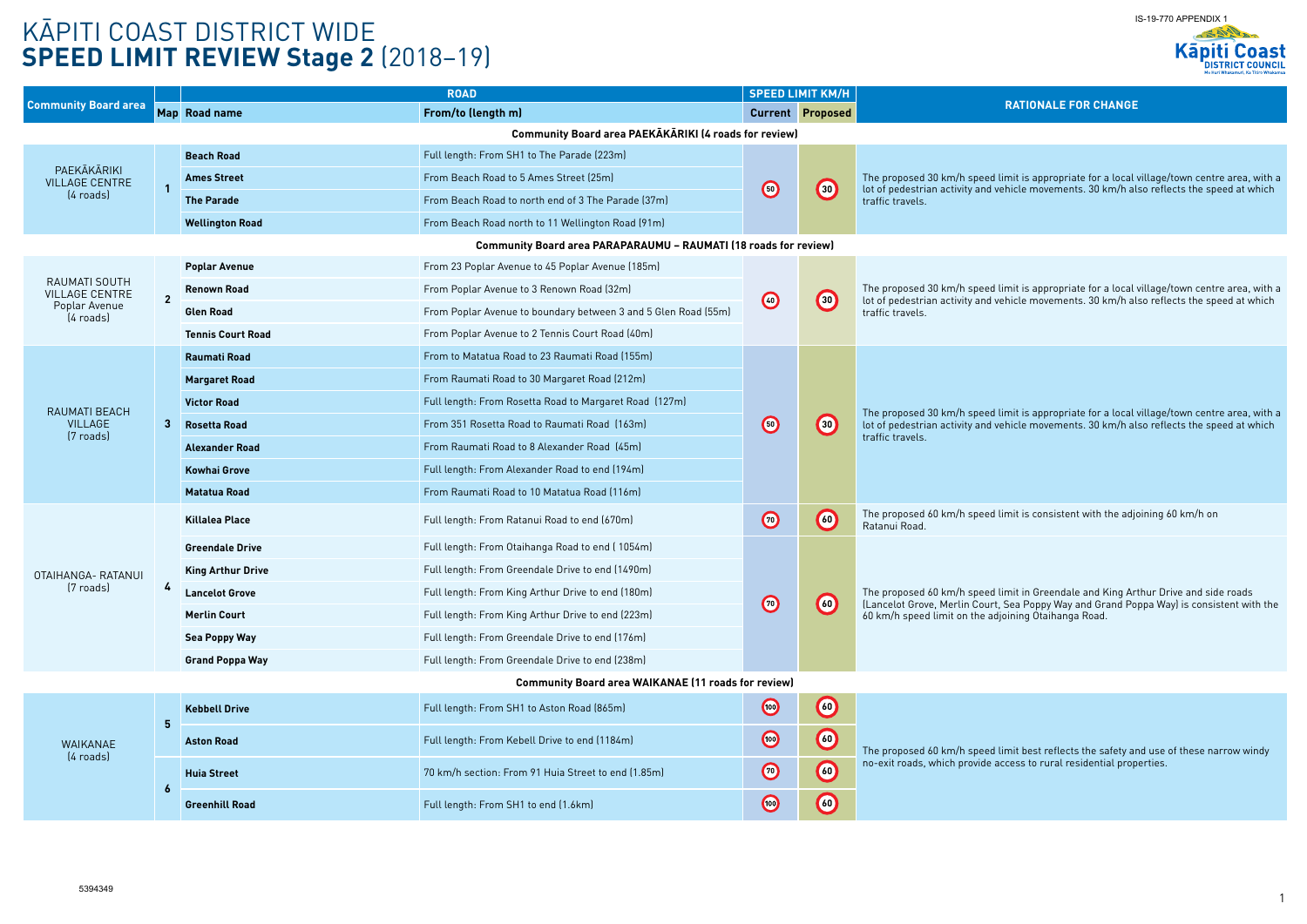IS-19-770 APPENDIX 1

# KĀPITI COAST DISTRICT WIDE
# SPEED LIMIT REVIEW Stage 2 (2018–19)

| Community Board area | Map | Road name | From/to (length m) | Speed limit km/h Current | Speed limit km/h Proposed | Rationale for change |
|---|---|---|---|---|---|---|
| **Community Board area PAEKĀKĀRIKI (4 roads for review)** | | | | | | |
| PAEKĀKĀRIKI VILLAGE CENTRE (4 roads) | 1 | **Beach Road** | Full length: From SH1 to The Parade (223m) | 50 | 30 | The proposed 30 km/h speed limit is appropriate for a local village/town centre area, with a lot of pedestrian activity and vehicle movements. 30 km/h also reflects the speed at which traffic travels. |
| | | **Ames Street** | From Beach Road to 5 Ames Street (25m) | | | |
| | | **The Parade** | From Beach Road to north end of 3 The Parade (37m) | | | |
| | | **Wellington Road** | From Beach Road north to 11 Wellington Road (91m) | | | |
| **Community Board area PARAPARAUMU – RAUMATI (18 roads for review)** | | | | | | |
| RAUMATI SOUTH VILLAGE CENTRE Poplar Avenue (4 roads) | 2 | **Poplar Avenue** | From 23 Poplar Avenue to 45 Poplar Avenue (185m) | 40 | 30 | The proposed 30 km/h speed limit is appropriate for a local village/town centre area, with a lot of pedestrian activity and vehicle movements. 30 km/h also reflects the speed at which traffic travels. |
| | | **Renown Road** | From Poplar Avenue to 3 Renown Road (32m) | | | |
| | | **Glen Road** | From Poplar Avenue to boundary between 3 and 5 Glen Road (55m) | | | |
| | | **Tennis Court Road** | From Poplar Avenue to 2 Tennis Court Road (40m) | | | |
| RAUMATI BEACH VILLAGE (7 roads) | 3 | **Raumati Road** | From to Matatua Road to 23 Raumati Road (155m) | 50 | 30 | The proposed 30 km/h speed limit is appropriate for a local village/town centre area, with a lot of pedestrian activity and vehicle movements. 30 km/h also reflects the speed at which traffic travels. |
| | | **Margaret Road** | From Raumati Road to 30 Margaret Road (212m) | | | |
| | | **Victor Road** | Full length: From Rosetta Road to Margaret Road (127m) | | | |
| | | **Rosetta Road** | From 351 Rosetta Road to Raumati Road (163m) | | | |
| | | **Alexander Road** | From Raumati Road to 8 Alexander Road (45m) | | | |
| | | **Kowhai Grove** | Full length: From Alexander Road to end (194m) | | | |
| | | **Matatua Road** | From Raumati Road to 10 Matatua Road (116m) | | | |
| OTAIHANGA- RATANUI (7 roads) | 4 | **Killalea Place** | Full length: From Ratanui Road to end (670m) | 70 | 60 | The proposed 60 km/h speed limit is consistent with the adjoining 60 km/h on Ratanui Road. |
| | | **Greendale Drive** | Full length: From Otaihanga Road to end ( 1054m) | 70 | 60 | The proposed 60 km/h speed limit in Greendale and King Arthur Drive and side roads (Lancelot Grove, Merlin Court, Sea Poppy Way and Grand Poppa Way) is consistent with the 60 km/h speed limit on the adjoining Otaihanga Road. |
| | | **King Arthur Drive** | Full length: From Greendale Drive to end (1490m) | | | |
| | | **Lancelot Grove** | Full length: From King Arthur Drive to end (180m) | | | |
| | | **Merlin Court** | Full length: From King Arthur Drive to end (223m) | | | |
| | | **Sea Poppy Way** | Full length: From Greendale Drive to end (176m) | | | |
| | | **Grand Poppa Way** | Full length: From Greendale Drive to end (238m) | | | |
| **Community Board area WAIKANAE (11 roads for review)** | | | | | | |
| WAIKANAE (4 roads) | 5 | **Kebbell Drive** | Full length: From SH1 to Aston Road (865m) | 100 | 60 | The proposed 60 km/h speed limit best reflects the safety and use of these narrow windy no-exit roads, which provide access to rural residential properties. |
| | 5 | **Aston Road** | Full length: From Kebell Drive to end (1184m) | 100 | 60 | |
| | 6 | **Huia Street** | 70 km/h section: From 91 Huia Street to end (1.85m) | 70 | 60 | |
| | 6 | **Greenhill Road** | Full length: From SH1 to end (1.6km) | 100 | 60 | |

5394349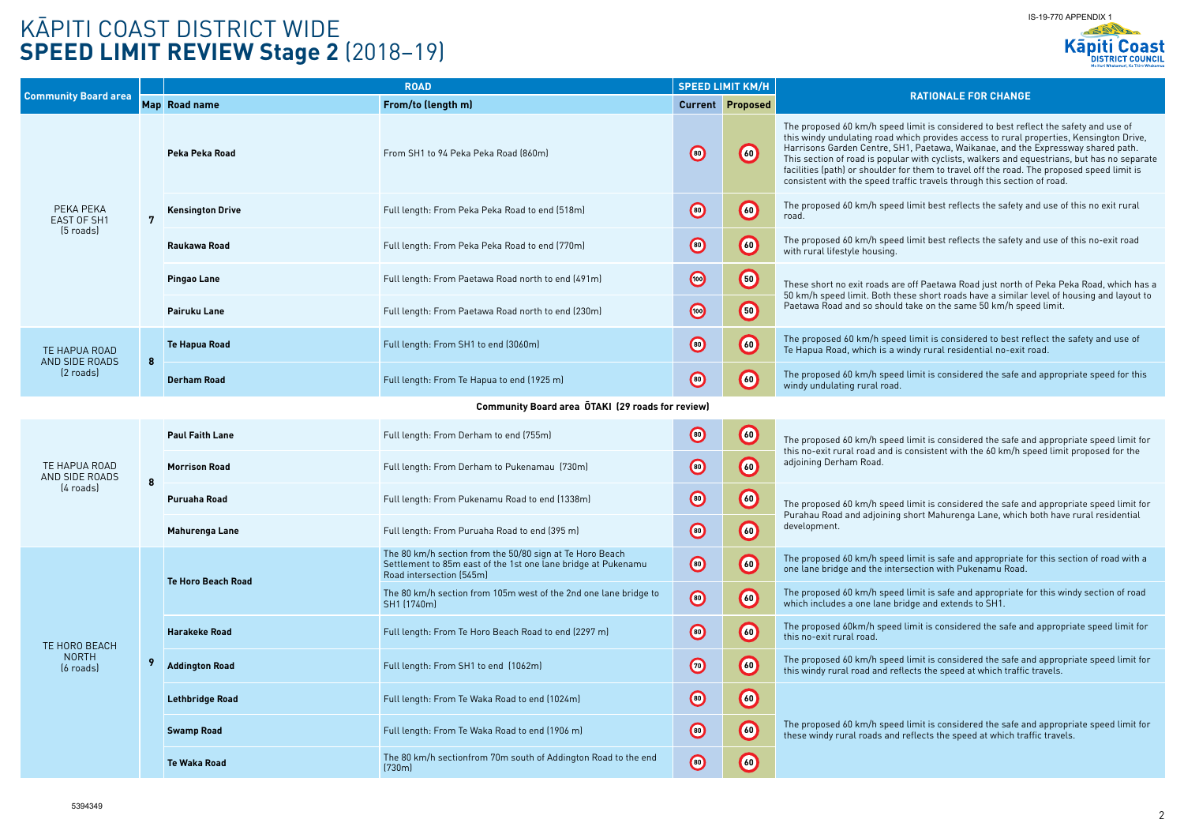# KĀPITI COAST DISTRICT WIDE
# SPEED LIMIT REVIEW Stage 2 (2018–19)

IS-19-770 APPENDIX 1

| Community Board area | ROAD | | | SPEED LIMIT KM/H | | RATIONALE FOR CHANGE |
|---|---|---|---|---|---|---|
| | Map | Road name | From/to (length m) | Current | Proposed | |
| PEKA PEKA EAST OF SH1 (5 roads) | 7 | **Peka Peka Road** | From SH1 to 94 Peka Peka Road (860m) | 80 | 60 | The proposed 60 km/h speed limit is considered to best reflect the safety and use of this windy undulating road which provides access to rural properties, Kensington Drive, Harrisons Garden Centre, SH1, Paetawa, Waikanae, and the Expressway shared path. This section of road is popular with cyclists, walkers and equestrians, but has no separate facilities (path) or shoulder for them to travel off the road. The proposed speed limit is consistent with the speed traffic travels through this section of road. |
| | | **Kensington Drive** | Full length: From Peka Peka Road to end (518m) | 80 | 60 | The proposed 60 km/h speed limit best reflects the safety and use of this no exit rural road. |
| | | **Raukawa Road** | Full length: From Peka Peka Road to end (770m) | 80 | 60 | The proposed 60 km/h speed limit best reflects the safety and use of this no-exit road with rural lifestyle housing. |
| | | **Pingao Lane** | Full length: From Paetawa Road north to end (491m) | 100 | 50 | These short no exit roads are off Paetawa Road just north of Peka Peka Road, which has a 50 km/h speed limit. Both these short roads have a similar level of housing and layout to Paetawa Road and so should take on the same 50 km/h speed limit. |
| | | **Pairuku Lane** | Full length: From Paetawa Road north to end (230m) | 100 | 50 | |
| TE HAPUA ROAD AND SIDE ROADS (2 roads) | 8 | **Te Hapua Road** | Full length: From SH1 to end (3060m) | 80 | 60 | The proposed 60 km/h speed limit is considered to best reflect the safety and use of Te Hapua Road, which is a windy rural residential no-exit road. |
| | | **Derham Road** | Full length: From Te Hapua to end (1925 m) | 80 | 60 | The proposed 60 km/h speed limit is considered the safe and appropriate speed for this windy undulating rural road. |
| **Community Board area ŌTAKI (29 roads for review)** | | | | | | |
| TE HAPUA ROAD AND SIDE ROADS (4 roads) | 8 | **Paul Faith Lane** | Full length: From Derham to end (755m) | 80 | 60 | The proposed 60 km/h speed limit is considered the safe and appropriate speed limit for this no-exit rural road and is consistent with the 60 km/h speed limit proposed for the adjoining Derham Road. |
| | | **Morrison Road** | Full length: From Derham to Pukenamau (730m) | 80 | 60 | |
| | | **Puruaha Road** | Full length: From Pukenamu Road to end (1338m) | 80 | 60 | The proposed 60 km/h speed limit is considered the safe and appropriate speed limit for Purahau Road and adjoining short Mahurenga Lane, which both have rural residential development. |
| | | **Mahurenga Lane** | Full length: From Puruaha Road to end (395 m) | 80 | 60 | |
| TE HORO BEACH NORTH (6 roads) | 9 | **Te Horo Beach Road** | The 80 km/h section from the 50/80 sign at Te Horo Beach Settlement to 85m east of the 1st one lane bridge at Pukenamu Road intersection (545m) | 80 | 60 | The proposed 60 km/h speed limit is safe and appropriate for this section of road with a one lane bridge and the intersection with Pukenamu Road. |
| | | | The 80 km/h section from 105m west of the 2nd one lane bridge to SH1 (1740m) | 80 | 60 | The proposed 60 km/h speed limit is safe and appropriate for this windy section of road which includes a one lane bridge and extends to SH1. |
| | | **Harakeke Road** | Full length: From Te Horo Beach Road to end (2297 m) | 80 | 60 | The proposed 60km/h speed limit is considered the safe and appropriate speed limit for this no-exit rural road. |
| | | **Addington Road** | Full length: From SH1 to end (1062m) | 70 | 60 | The proposed 60 km/h speed limit is considered the safe and appropriate speed limit for this windy rural road and reflects the speed at which traffic travels. |
| | | **Lethbridge Road** | Full length: From Te Waka Road to end (1024m) | 80 | 60 | The proposed 60 km/h speed limit is considered the safe and appropriate speed limit for these windy rural roads and reflects the speed at which traffic travels. |
| | | **Swamp Road** | Full length: From Te Waka Road to end (1906 m) | 80 | 60 | |
| | | **Te Waka Road** | The 80 km/h sectionfrom 70m south of Addington Road to the end (730m) | 80 | 60 | |

5394349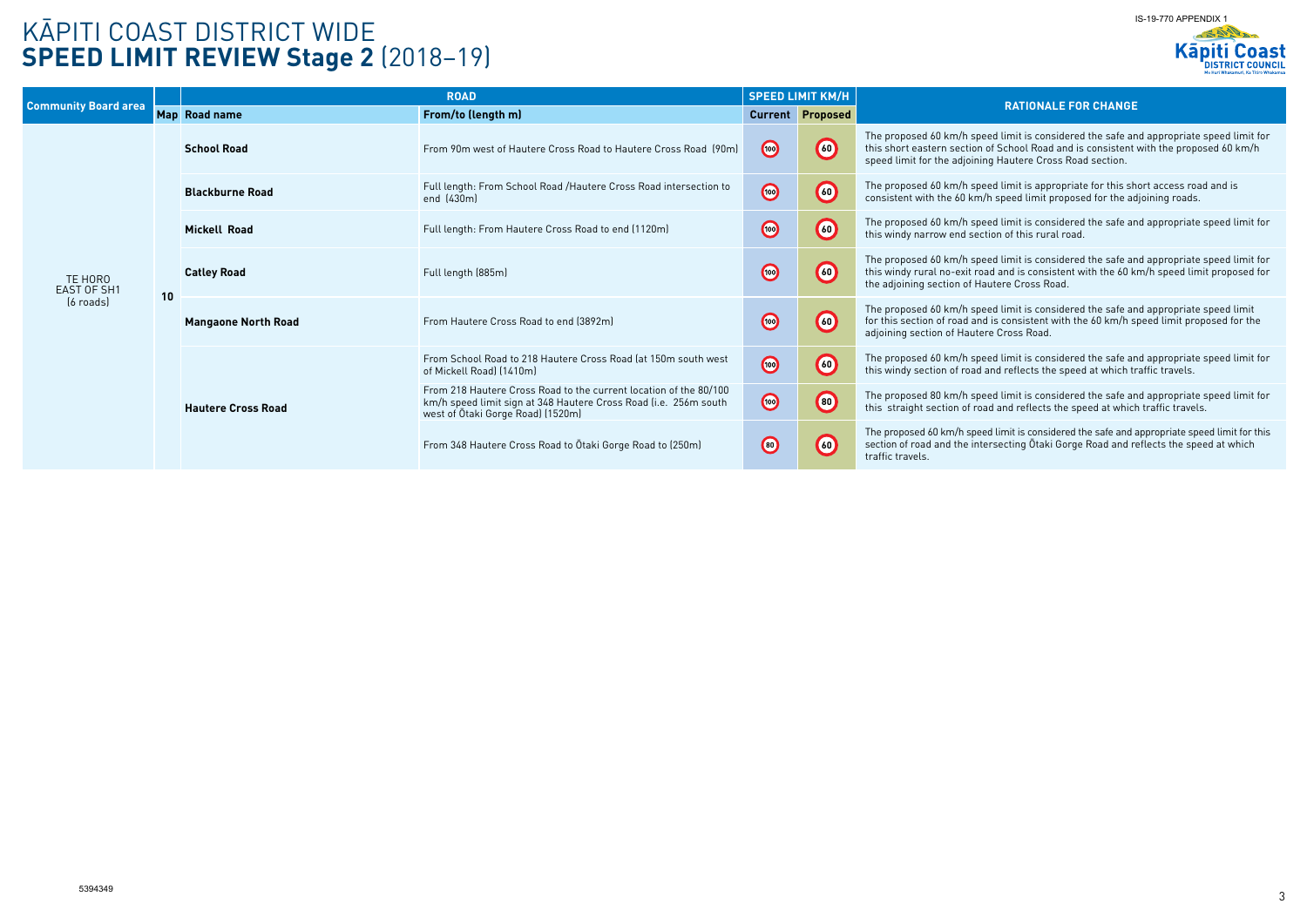IS-19-770 APPENDIX 1

# KĀPITI COAST DISTRICT WIDE
# **SPEED LIMIT REVIEW Stage 2** (2018–19)

| Community Board area | ROAD | | | SPEED LIMIT KM/H | | RATIONALE FOR CHANGE |
|---|---|---|---|---|---|---|
| | Map | Road name | From/to (length m) | Current | Proposed | |
| TE HORO EAST OF SH1 (6 roads) | 10 | **School Road** | From 90m west of Hautere Cross Road to Hautere Cross Road (90m) | 100 | 60 | The proposed 60 km/h speed limit is considered the safe and appropriate speed limit for this short eastern section of School Road and is consistent with the proposed 60 km/h speed limit for the adjoining Hautere Cross Road section. |
| | | **Blackburne Road** | Full length: From School Road /Hautere Cross Road intersection to end (430m) | 100 | 60 | The proposed 60 km/h speed limit is appropriate for this short access road and is consistent with the 60 km/h speed limit proposed for the adjoining roads. |
| | | **Mickell Road** | Full length: From Hautere Cross Road to end (1120m) | 100 | 60 | The proposed 60 km/h speed limit is considered the safe and appropriate speed limit for this windy narrow end section of this rural road. |
| | | **Catley Road** | Full length (885m) | 100 | 60 | The proposed 60 km/h speed limit is considered the safe and appropriate speed limit for this windy rural no-exit road and is consistent with the 60 km/h speed limit proposed for the adjoining section of Hautere Cross Road. |
| | | **Mangaone North Road** | From Hautere Cross Road to end (3892m) | 100 | 60 | The proposed 60 km/h speed limit is considered the safe and appropriate speed limit for this section of road and is consistent with the 60 km/h speed limit proposed for the adjoining section of Hautere Cross Road. |
| | | **Hautere Cross Road** | From School Road to 218 Hautere Cross Road (at 150m south west of Mickell Road) (1410m) | 100 | 60 | The proposed 60 km/h speed limit is considered the safe and appropriate speed limit for this windy section of road and reflects the speed at which traffic travels. |
| | | | From 218 Hautere Cross Road to the current location of the 80/100 km/h speed limit sign at 348 Hautere Cross Road (i.e. 256m south west of Ōtaki Gorge Road) (1520m) | 100 | 80 | The proposed 80 km/h speed limit is considered the safe and appropriate speed limit for this straight section of road and reflects the speed at which traffic travels. |
| | | | From 348 Hautere Cross Road to Ōtaki Gorge Road to (250m) | 80 | 60 | The proposed 60 km/h speed limit is considered the safe and appropriate speed limit for this section of road and the intersecting Ōtaki Gorge Road and reflects the speed at which traffic travels. |

5394349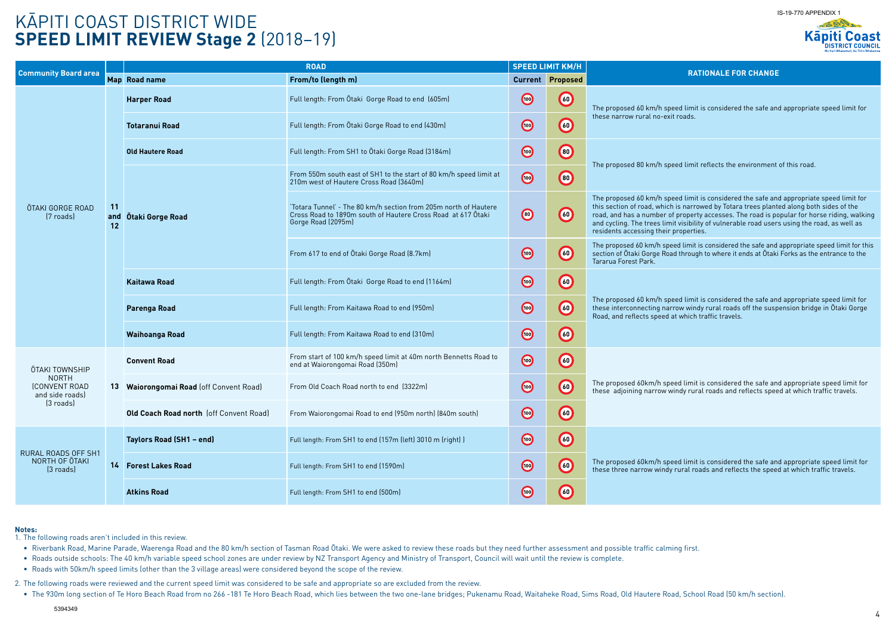IS-19-770 APPENDIX 1

# KĀPITI COAST DISTRICT WIDE
# **SPEED LIMIT REVIEW Stage 2** (2018–19)

| Community Board area | ROAD | | | SPEED LIMIT KM/H | | RATIONALE FOR CHANGE |
|---|---|---|---|---|---|---|
| | Map | Road name | From/to (length m) | Current | Proposed | |
| ŌTAKI GORGE ROAD (7 roads) | 11 and 12 | **Harper Road** | Full length: From Ōtaki Gorge Road to end (605m) | 100 | 60 | The proposed 60 km/h speed limit is considered the safe and appropriate speed limit for these narrow rural no-exit roads. |
| | | **Totaranui Road** | Full length: From Ōtaki Gorge Road to end (430m) | 100 | 60 | |
| | | **Old Hautere Road** | Full length: From SH1 to Ōtaki Gorge Road (3184m) | 100 | 80 | The proposed 80 km/h speed limit reflects the environment of this road. |
| | | **Ōtaki Gorge Road** | From 550m south east of SH1 to the start of 80 km/h speed limit at 210m west of Hautere Cross Road (3640m) | 100 | 80 | |
| | | | 'Totara Tunnel' - The 80 km/h section from 205m north of Hautere Cross Road to 1890m south of Hautere Cross Road at 617 Ōtaki Gorge Road (2095m) | 80 | 60 | The proposed 60 km/h speed limit is considered the safe and appropriate speed limit for this section of road, which is narrowed by Totara trees planted along both sides of the road, and has a number of property accesses. The road is popular for horse riding, walking and cycling. The trees limit visibility of vulnerable road users using the road, as well as residents accessing their properties. |
| | | | From 617 to end of Ōtaki Gorge Road (8.7km) | 100 | 60 | The proposed 60 km/h speed limit is considered the safe and appropriate speed limit for this section of Ōtaki Gorge Road through to where it ends at Ōtaki Forks as the entrance to the Tararua Forest Park. |
| | | **Kaitawa Road** | Full length: From Ōtaki Gorge Road to end (1164m) | 100 | 60 | The proposed 60 km/h speed limit is considered the safe and appropriate speed limit for these interconnecting narrow windy rural roads off the suspension bridge in Ōtaki Gorge Road, and reflects speed at which traffic travels. |
| | | **Parenga Road** | Full length: From Kaitawa Road to end (950m) | 100 | 60 | |
| | | **Waihoanga Road** | Full length: From Kaitawa Road to end (310m) | 100 | 60 | |
| ŌTAKI TOWNSHIP NORTH (CONVENT ROAD and side roads) (3 roads) | 13 | **Convent Road** | From start of 100 km/h speed limit at 40m north Bennetts Road to end at Waiorongomai Road (350m) | 100 | 60 | The proposed 60km/h speed limit is considered the safe and appropriate speed limit for these adjoining narrow windy rural roads and reflects speed at which traffic travels. |
| | | **Waiorongomai Road** (off Convent Road) | From Old Coach Road north to end (3322m) | 100 | 60 | |
| | | **Old Coach Road north** (off Convent Road) | From Waiorongomai Road to end (950m north) (840m south) | 100 | 60 | |
| RURAL ROADS OFF SH1 NORTH OF ŌTAKI (3 roads) | 14 | **Taylors Road (SH1 – end)** | Full length: From SH1 to end (157m (left) 3010 m (right) ) | 100 | 60 | The proposed 60km/h speed limit is considered the safe and appropriate speed limit for these three narrow windy rural roads and reflects the speed at which traffic travels. |
| | | **Forest Lakes Road** | Full length: From SH1 to end (1590m) | 100 | 60 | |
| | | **Atkins Road** | Full length: From SH1 to end (500m) | 100 | 60 | |

**Notes:**

1. The following roads aren't included in this review.
   - Riverbank Road, Marine Parade, Waerenga Road and the 80 km/h section of Tasman Road Ōtaki. We were asked to review these roads but they need further assessment and possible traffic calming first.
   - Roads outside schools: The 40 km/h variable speed school zones are under review by NZ Transport Agency and Ministry of Transport, Council will wait until the review is complete.
   - Roads with 50km/h speed limits (other than the 3 village areas) were considered beyond the scope of the review.
2. The following roads were reviewed and the current speed limit was considered to be safe and appropriate so are excluded from the review.
   - The 930m long section of Te Horo Beach Road from no 266 -181 Te Horo Beach Road, which lies between the two one-lane bridges; Pukenamu Road, Waitaheke Road, Sims Road, Old Hautere Road, School Road (50 km/h section).

5394349